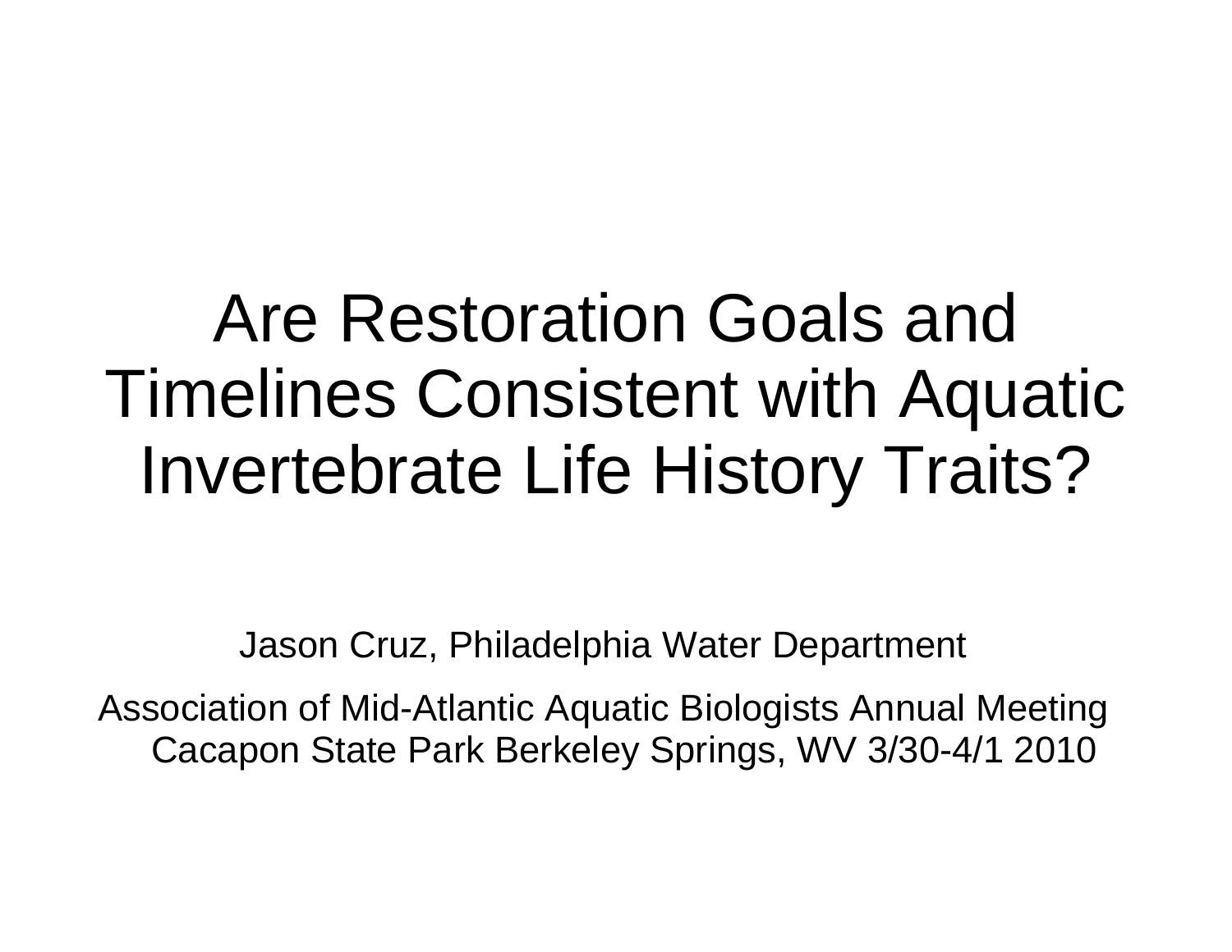# Are Restoration Goals and Timelines Consistent with Aquatic Invertebrate Life History Traits?

Jason Cruz, Philadelphia Water Department

Association of Mid-Atlantic Aquatic Biologists Annual Meeting Cacapon State Park Berkeley Springs, WV 3/30-4/1 2010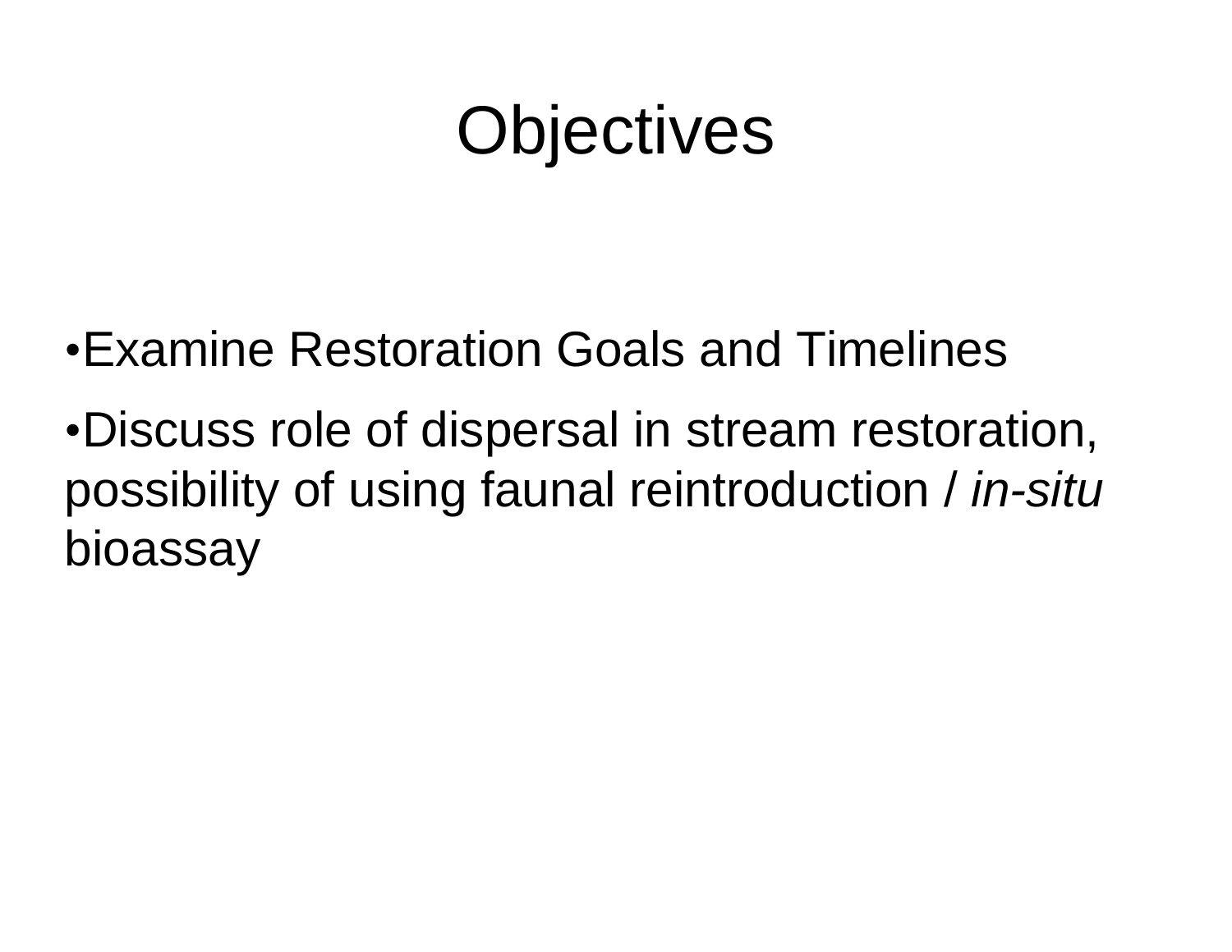# Objectives

- Examine Restoration Goals and Timelines
- Discuss role of dispersal in stream restoration, possibility of using faunal reintroduction / *in-situ* bioassay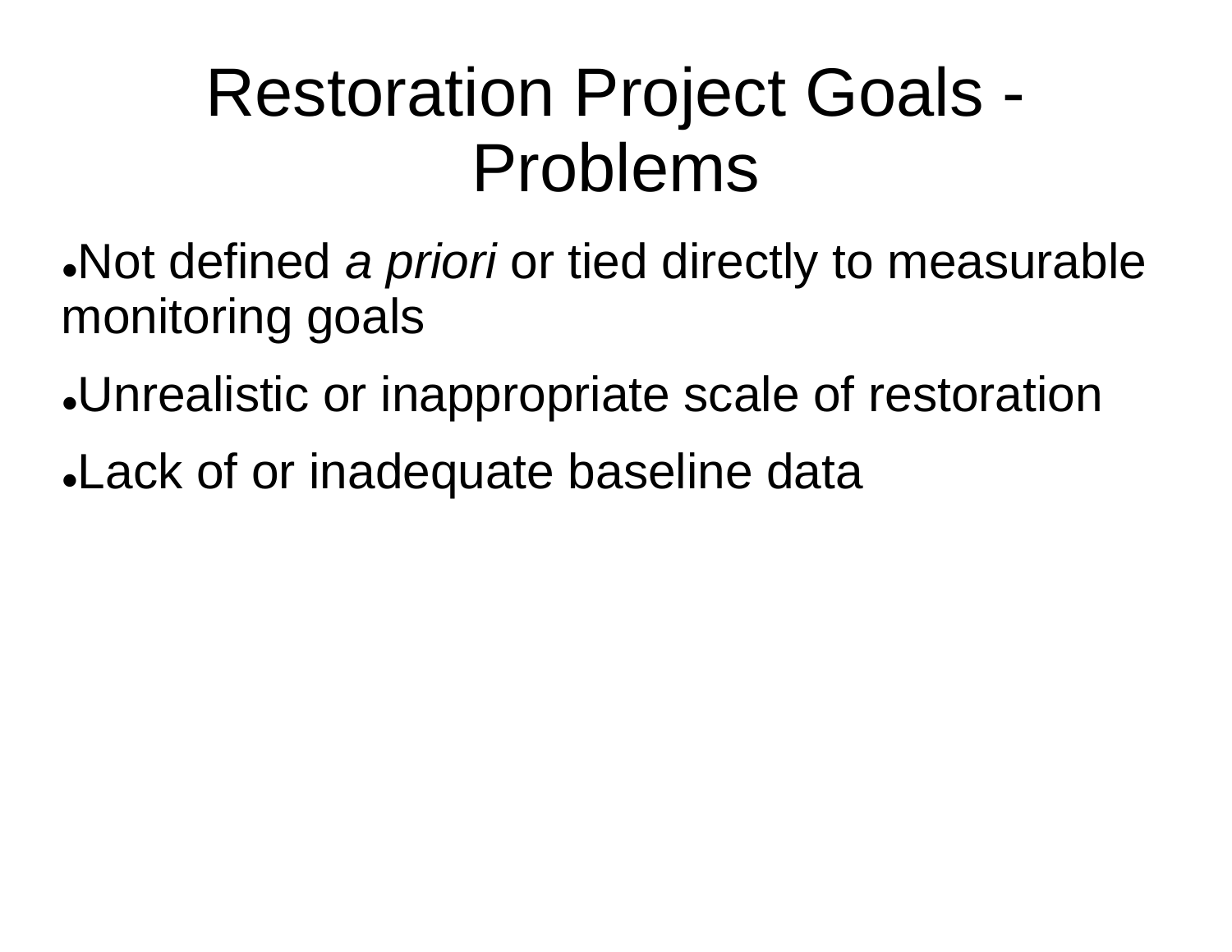# Restoration Project Goals - Problems

- Not defined *a priori* or tied directly to measurable monitoring goals
- Unrealistic or inappropriate scale of restoration
- Lack of or inadequate baseline data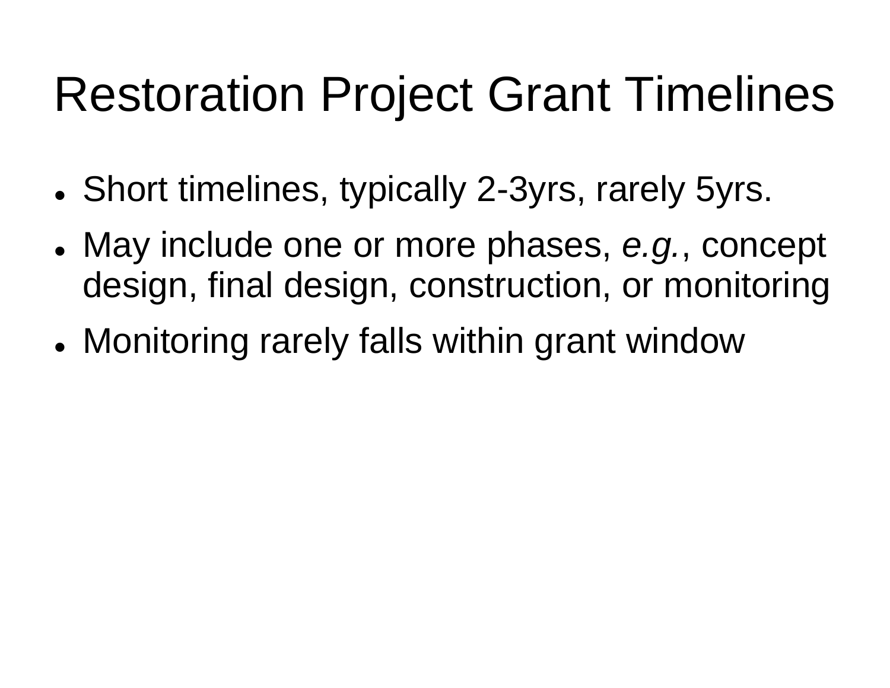# Restoration Project Grant Timelines

- Short timelines, typically 2-3yrs, rarely 5yrs.
- May include one or more phases, *e.g.*, concept design, final design, construction, or monitoring
- Monitoring rarely falls within grant window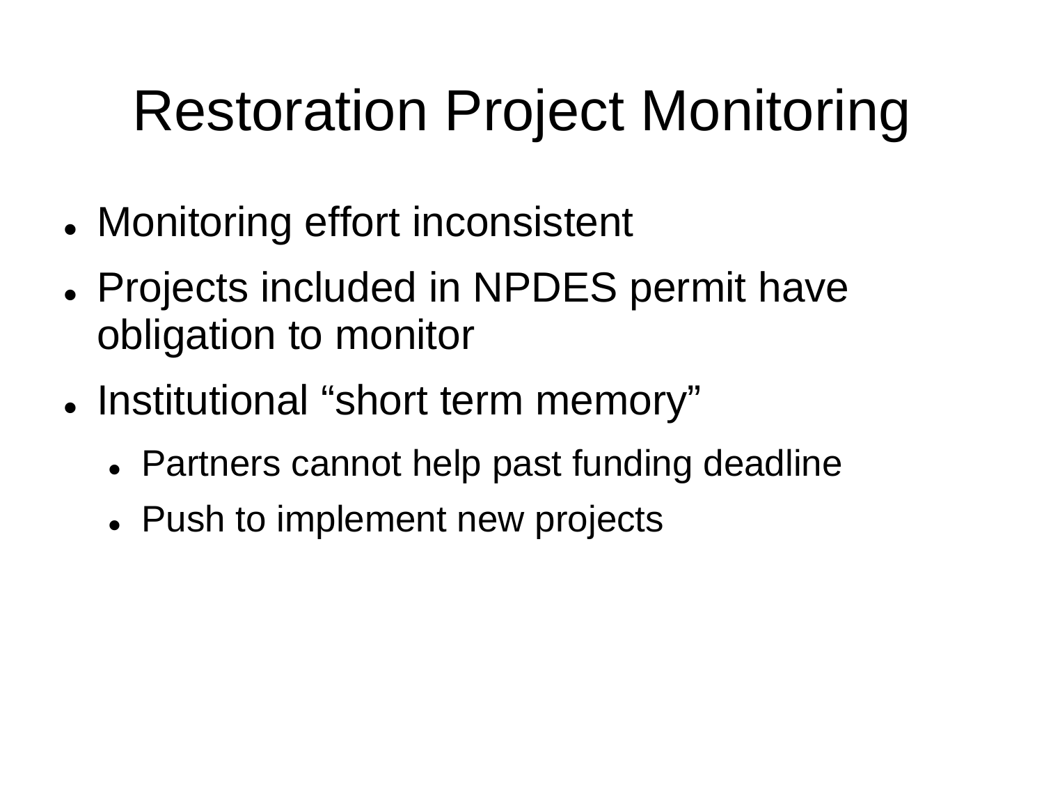# Restoration Project Monitoring

- Monitoring effort inconsistent
- Projects included in NPDES permit have obligation to monitor
- Institutional “short term memory”
  - Partners cannot help past funding deadline
  - Push to implement new projects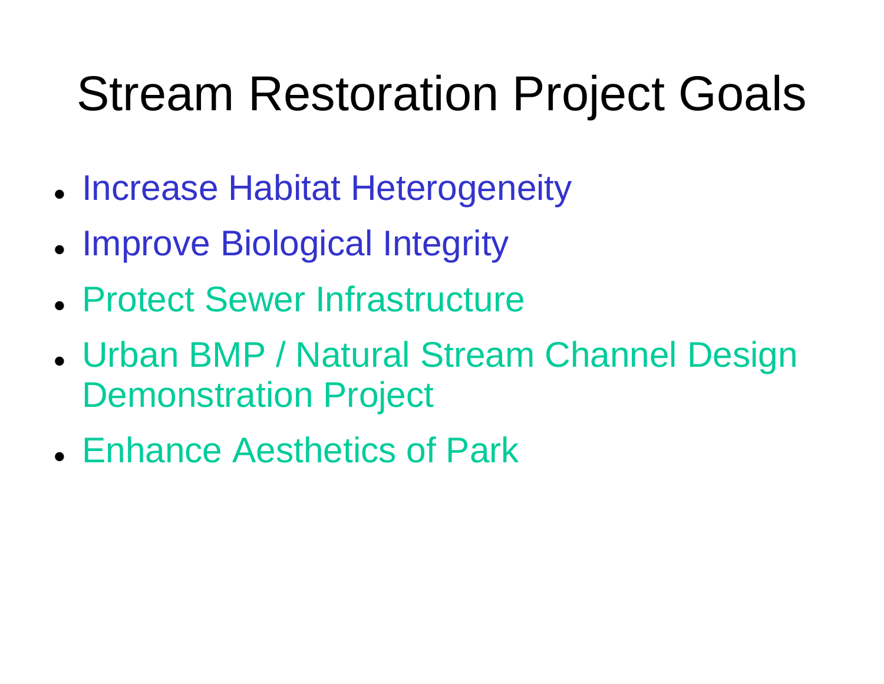# Stream Restoration Project Goals

- Increase Habitat Heterogeneity
- Improve Biological Integrity
- Protect Sewer Infrastructure
- Urban BMP / Natural Stream Channel Design Demonstration Project
- Enhance Aesthetics of Park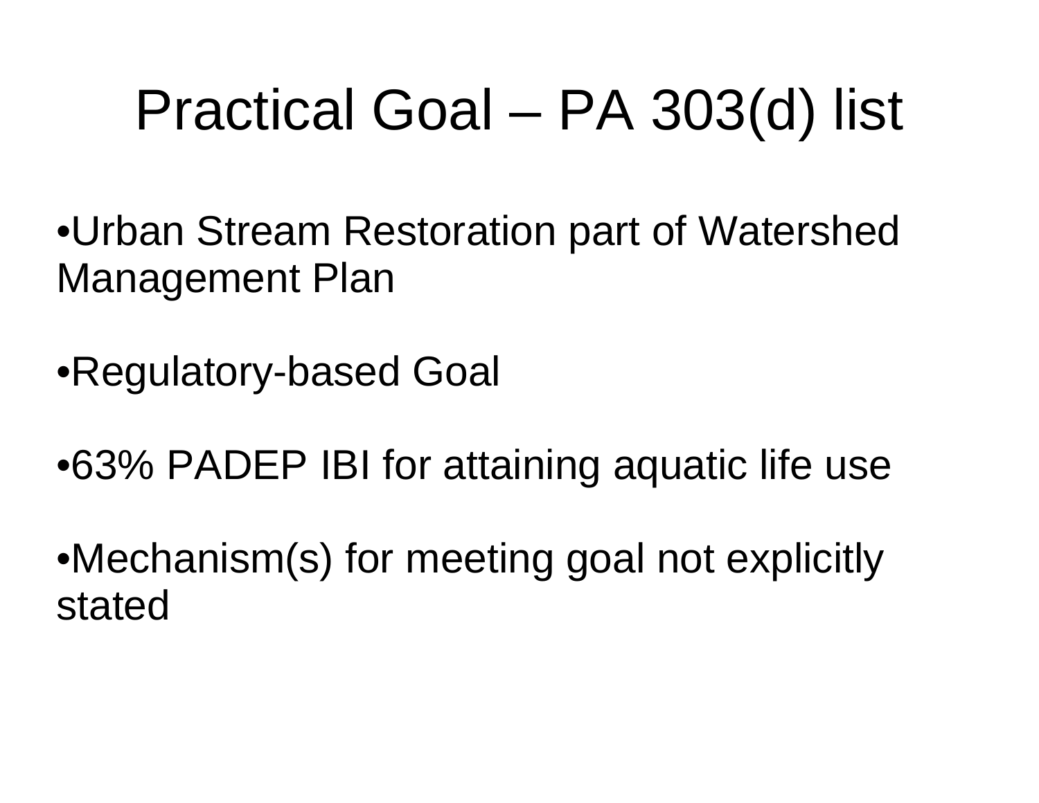# Practical Goal – PA 303(d) list

- Urban Stream Restoration part of Watershed Management Plan

- Regulatory-based Goal

- 63% PADEP IBI for attaining aquatic life use

- Mechanism(s) for meeting goal not explicitly stated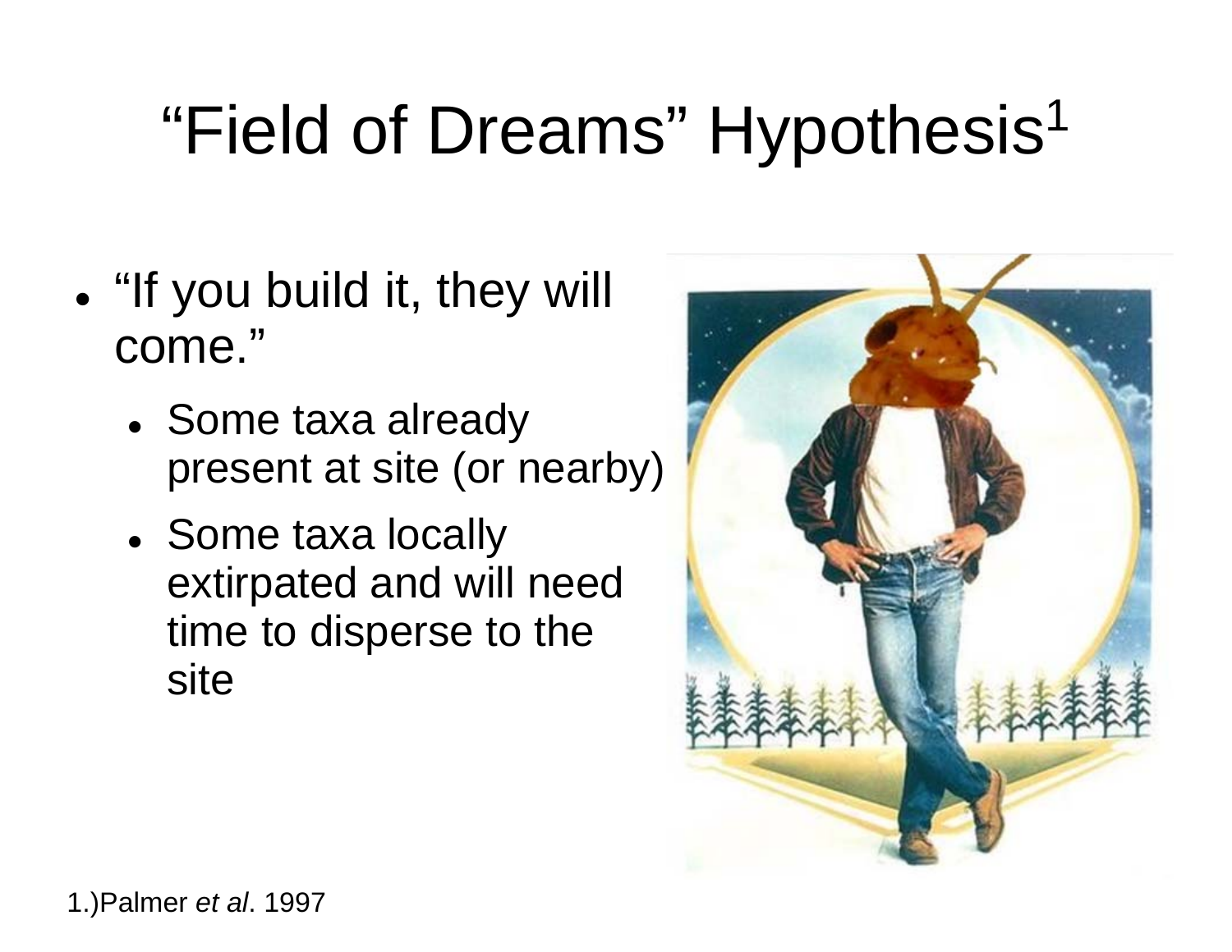# "Field of Dreams" Hypothesis[1]

- "If you build it, they will come."
  - Some taxa already present at site (or nearby)
  - Some taxa locally extirpated and will need time to disperse to the site

1.)Palmer *et al*. 1997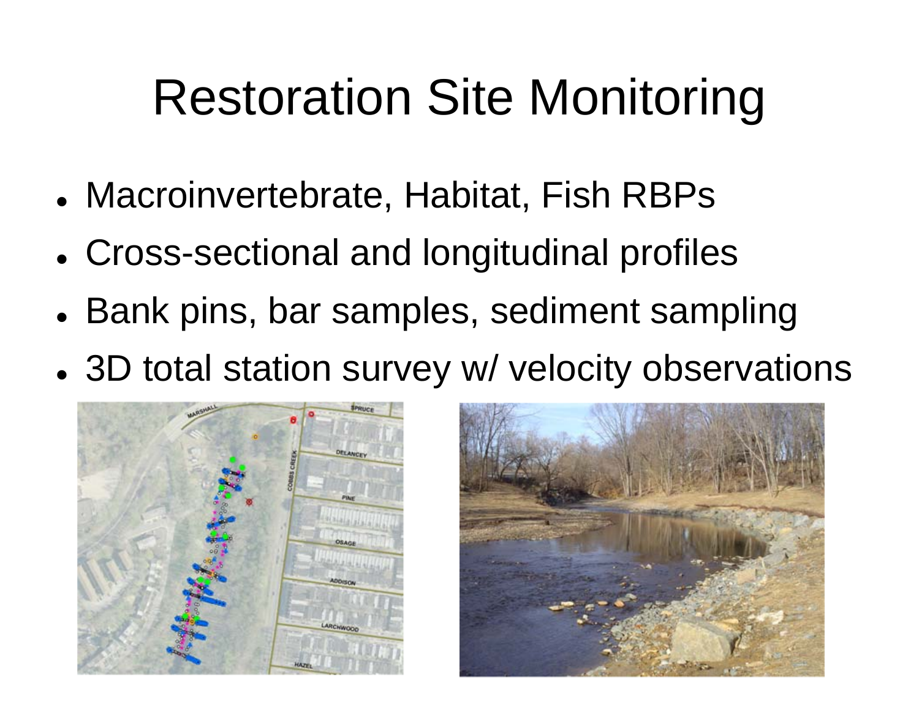# Restoration Site Monitoring

- Macroinvertebrate, Habitat, Fish RBPs
- Cross-sectional and longitudinal profiles
- Bank pins, bar samples, sediment sampling
- 3D total station survey w/ velocity observations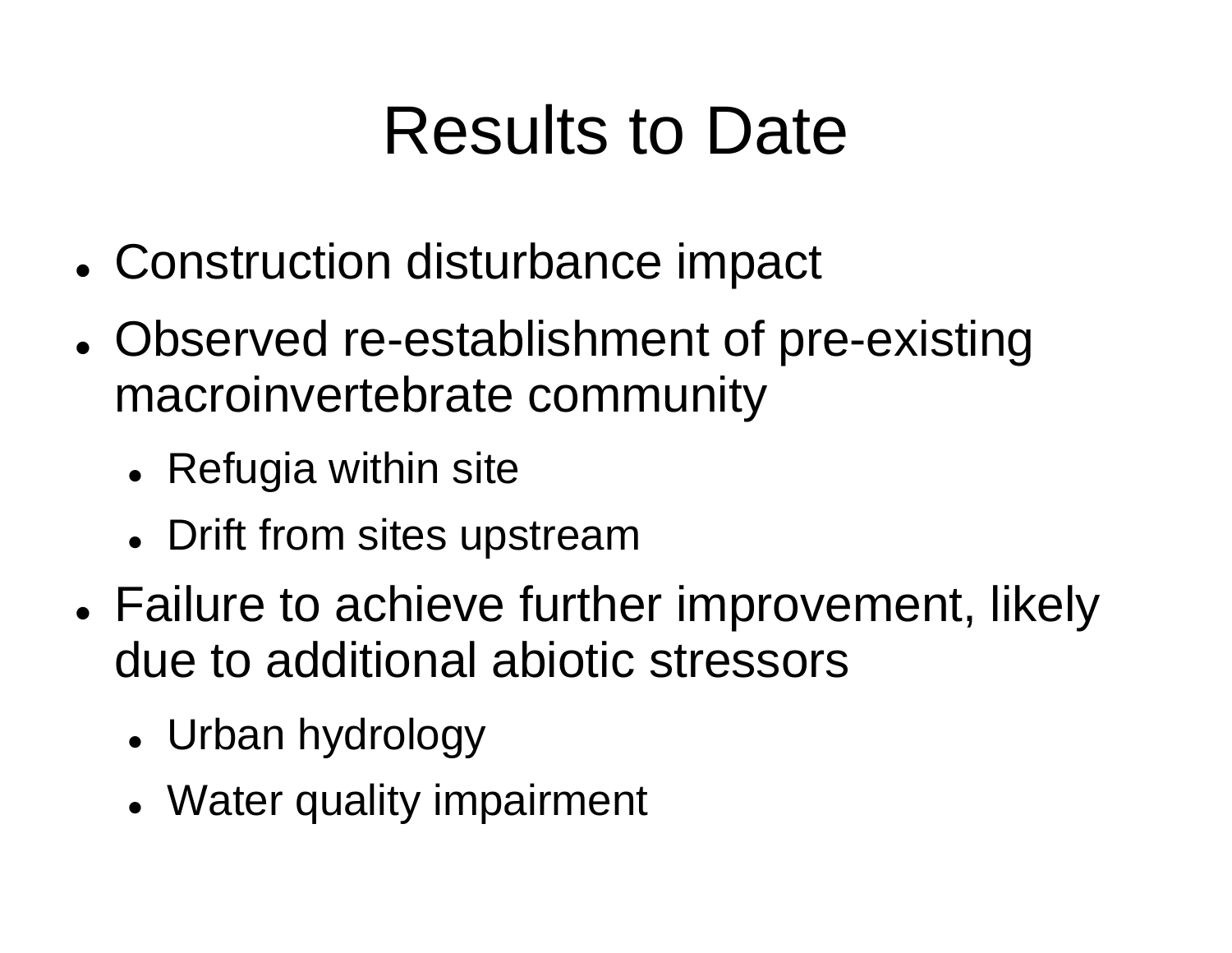# Results to Date

- Construction disturbance impact
- Observed re-establishment of pre-existing macroinvertebrate community
  - Refugia within site
  - Drift from sites upstream
- Failure to achieve further improvement, likely due to additional abiotic stressors
  - Urban hydrology
  - Water quality impairment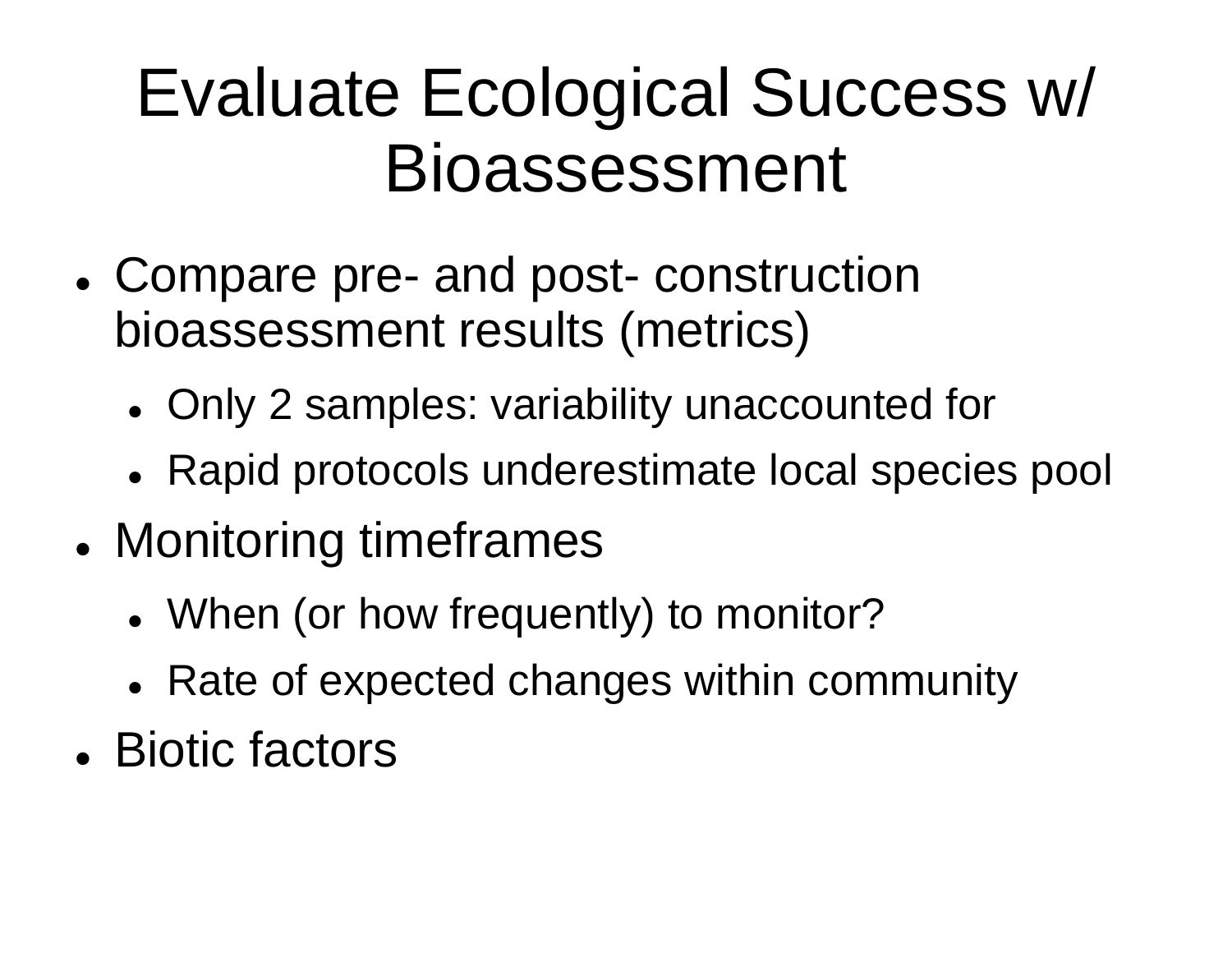# Evaluate Ecological Success w/ Bioassessment

- Compare pre- and post- construction bioassessment results (metrics)
  - Only 2 samples: variability unaccounted for
  - Rapid protocols underestimate local species pool
- Monitoring timeframes
  - When (or how frequently) to monitor?
  - Rate of expected changes within community
- Biotic factors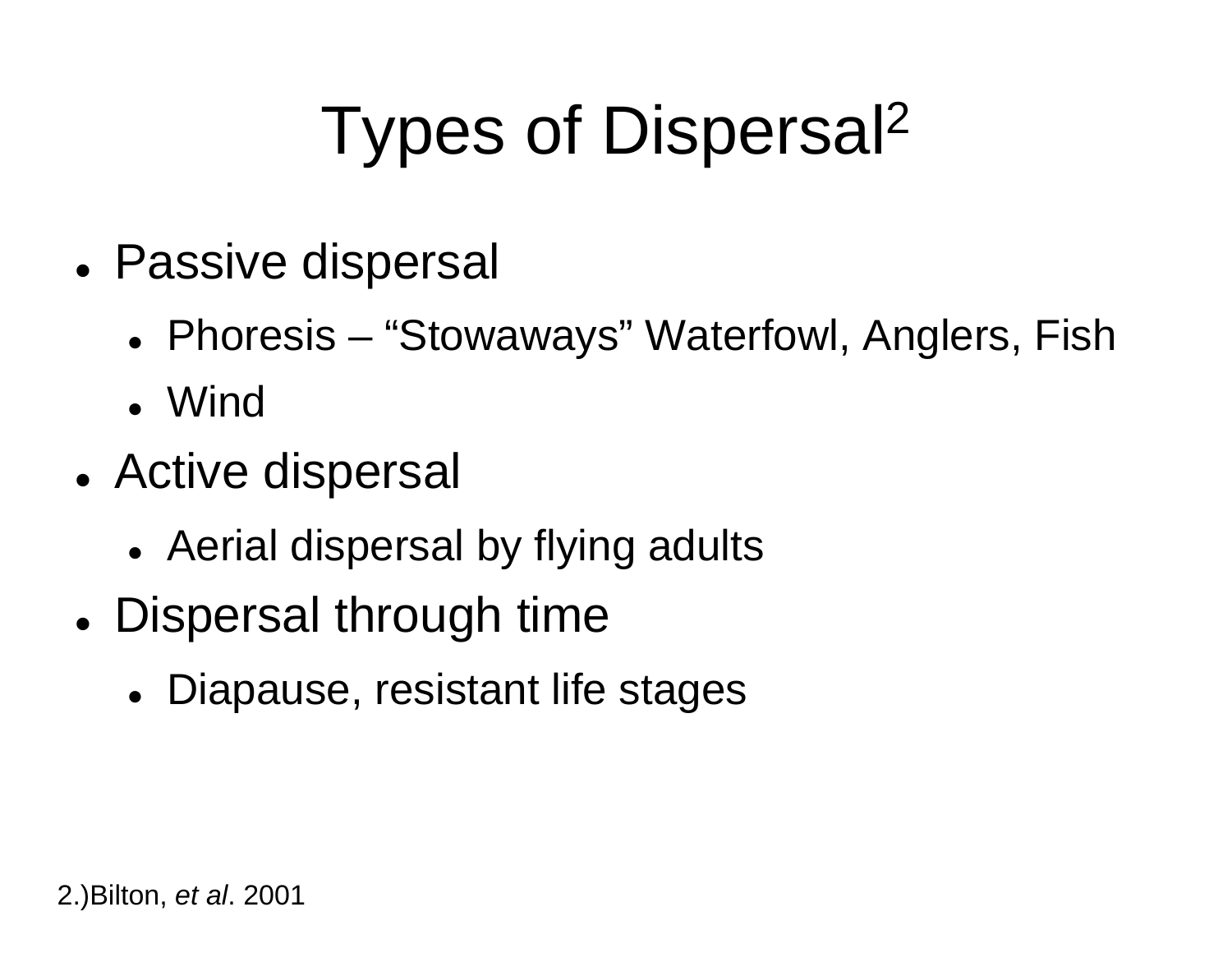# Types of Dispersal[2]

- Passive dispersal
  - Phoresis – “Stowaways” Waterfowl, Anglers, Fish
  - Wind
- Active dispersal
  - Aerial dispersal by flying adults
- Dispersal through time
  - Diapause, resistant life stages

2.)Bilton, *et al*. 2001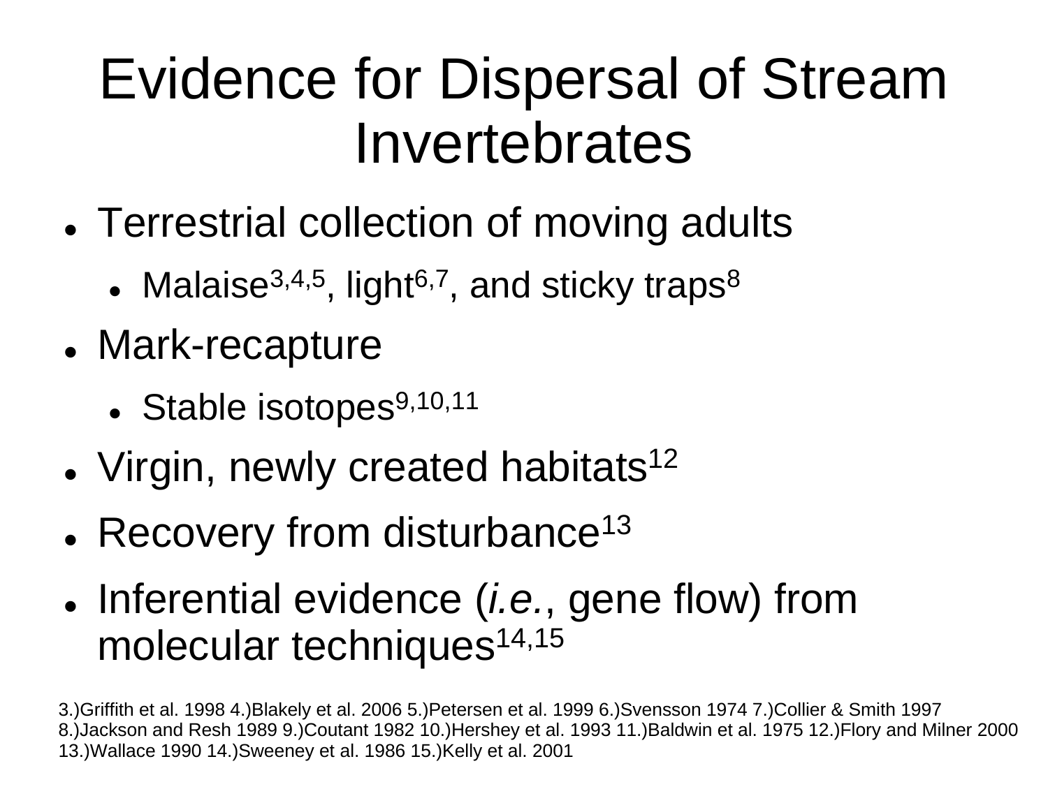# Evidence for Dispersal of Stream Invertebrates

- Terrestrial collection of moving adults
  - Malaise[3,4,5], light[6,7], and sticky traps[8]
- Mark-recapture
  - Stable isotopes[9,10,11]
- Virgin, newly created habitats[12]
- Recovery from disturbance[13]
- Inferential evidence (*i.e.*, gene flow) from molecular techniques[14,15]

3.)Griffith et al. 1998 4.)Blakely et al. 2006 5.)Petersen et al. 1999 6.)Svensson 1974 7.)Collier & Smith 1997 8.)Jackson and Resh 1989 9.)Coutant 1982 10.)Hershey et al. 1993 11.)Baldwin et al. 1975 12.)Flory and Milner 2000 13.)Wallace 1990 14.)Sweeney et al. 1986 15.)Kelly et al. 2001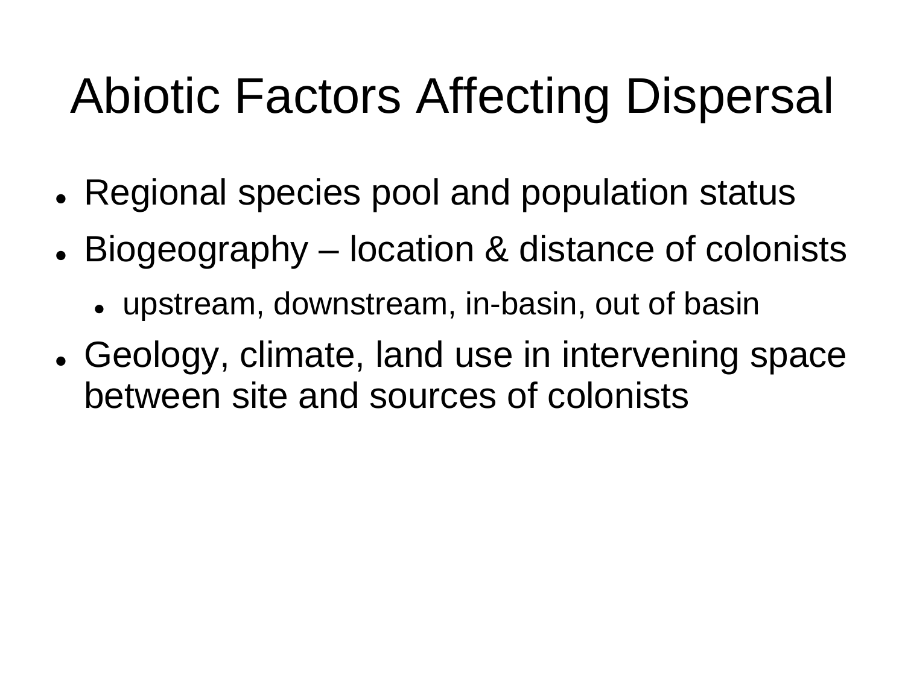# Abiotic Factors Affecting Dispersal

- Regional species pool and population status
- Biogeography – location & distance of colonists
  - upstream, downstream, in-basin, out of basin
- Geology, climate, land use in intervening space between site and sources of colonists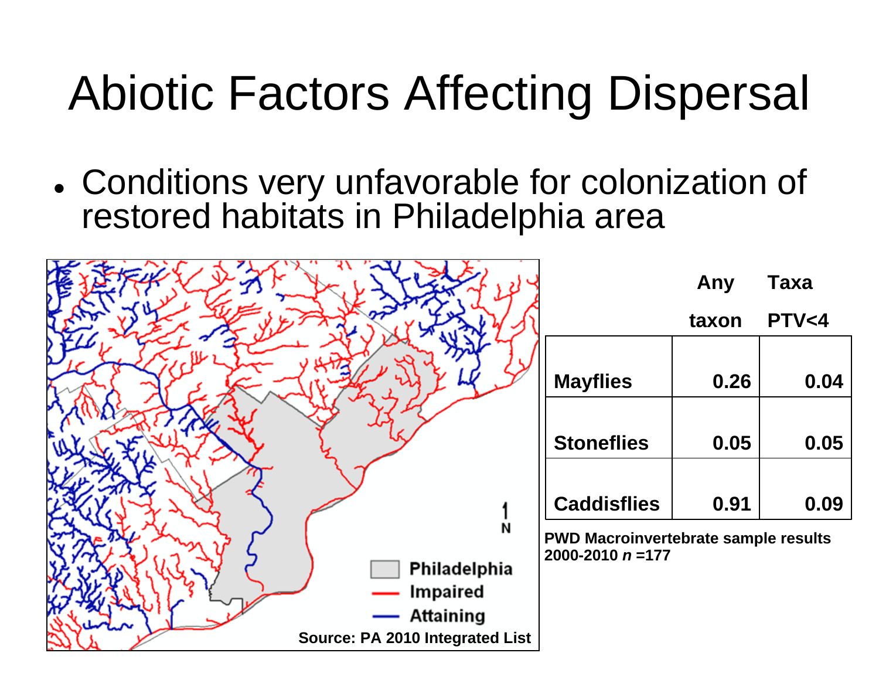# Abiotic Factors Affecting Dispersal

- Conditions very unfavorable for colonization of restored habitats in Philadelphia area

Philadelphia
Impaired
Attaining
Source: PA 2010 Integrated List

| | Any taxon | Taxa PTV<4 |
|---|---|---|
| Mayflies | 0.26 | 0.04 |
| Stoneflies | 0.05 | 0.05 |
| Caddisflies | 0.91 | 0.09 |

**PWD Macroinvertebrate sample results 2000-2010 *n* =177**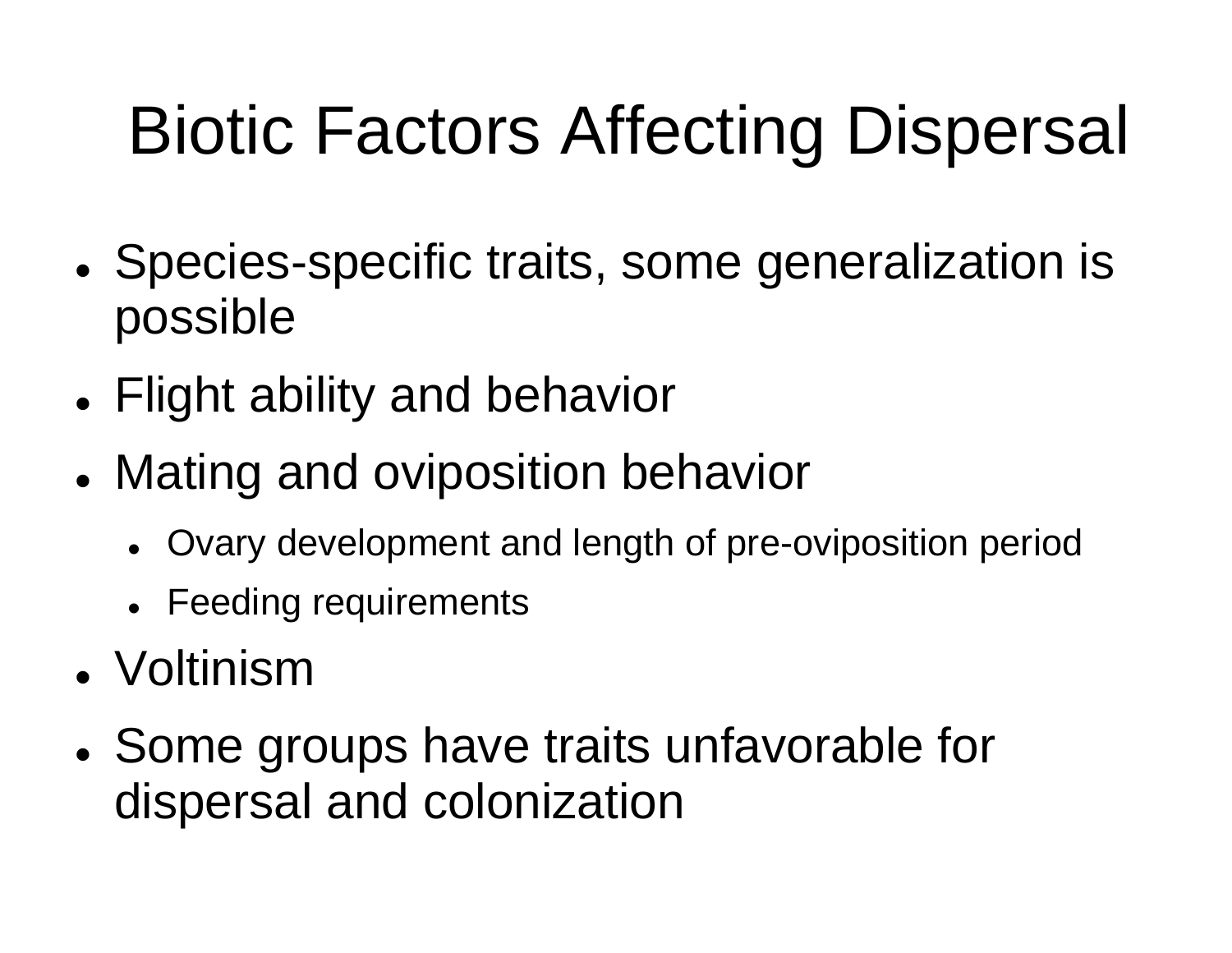# Biotic Factors Affecting Dispersal

- Species-specific traits, some generalization is possible
- Flight ability and behavior
- Mating and oviposition behavior
  - Ovary development and length of pre-oviposition period
  - Feeding requirements
- Voltinism
- Some groups have traits unfavorable for dispersal and colonization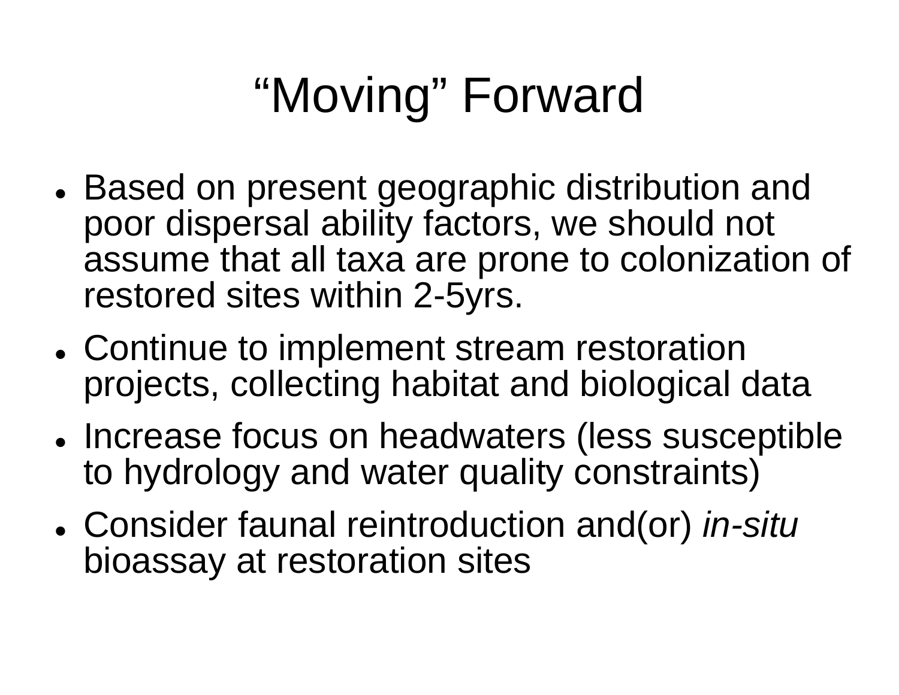# "Moving" Forward

- Based on present geographic distribution and poor dispersal ability factors, we should not assume that all taxa are prone to colonization of restored sites within 2-5yrs.
- Continue to implement stream restoration projects, collecting habitat and biological data
- Increase focus on headwaters (less susceptible to hydrology and water quality constraints)
- Consider faunal reintroduction and(or) *in-situ* bioassay at restoration sites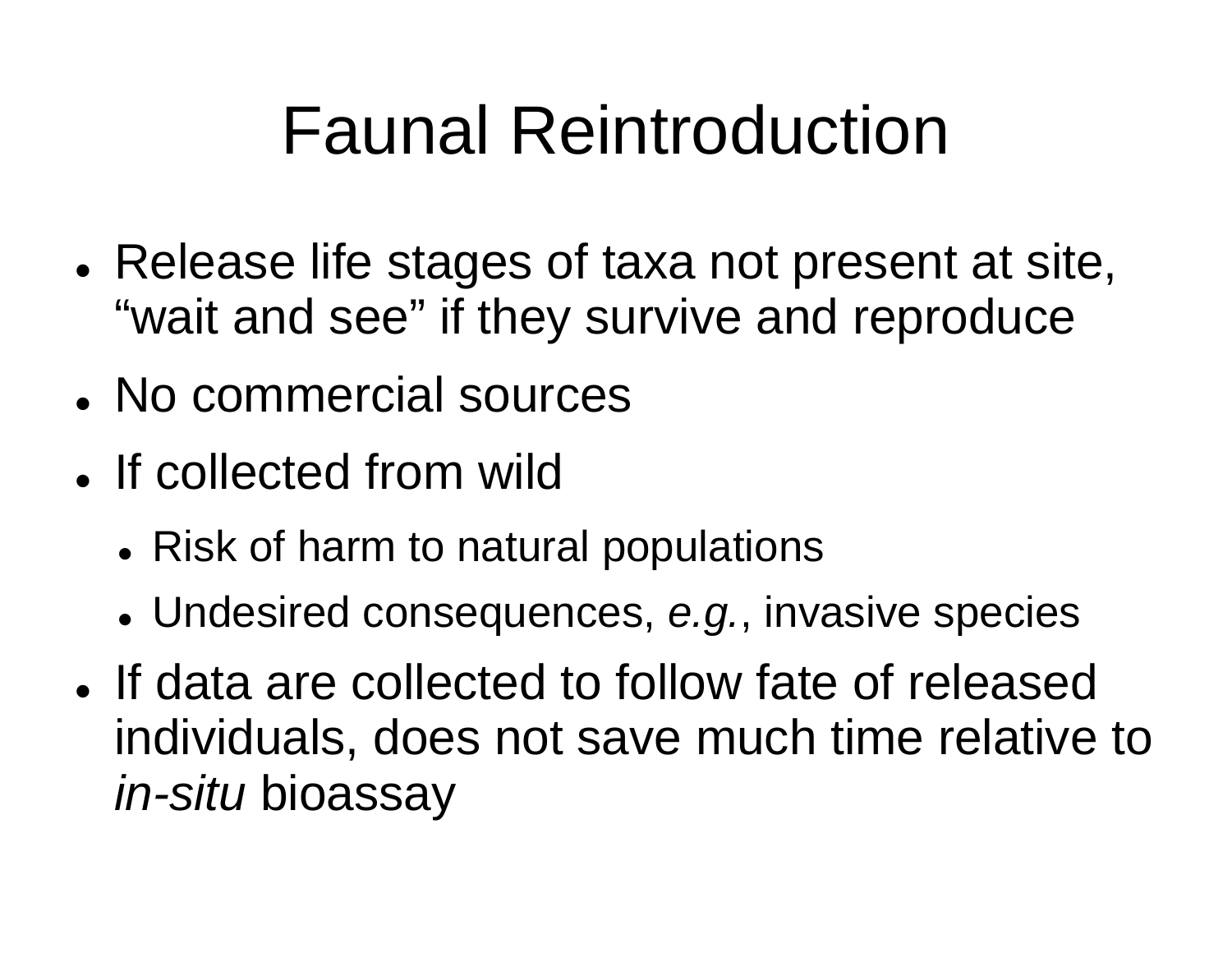# Faunal Reintroduction

- Release life stages of taxa not present at site, “wait and see” if they survive and reproduce
- No commercial sources
- If collected from wild
  - Risk of harm to natural populations
  - Undesired consequences, *e.g.*, invasive species
- If data are collected to follow fate of released individuals, does not save much time relative to *in-situ* bioassay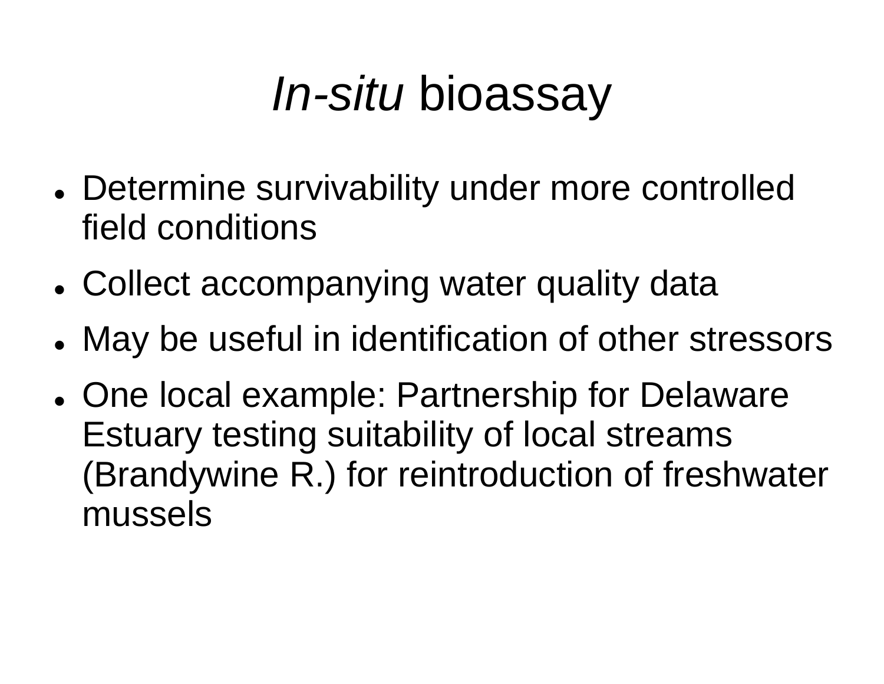# *In-situ* bioassay

- Determine survivability under more controlled field conditions
- Collect accompanying water quality data
- May be useful in identification of other stressors
- One local example: Partnership for Delaware Estuary testing suitability of local streams (Brandywine R.) for reintroduction of freshwater mussels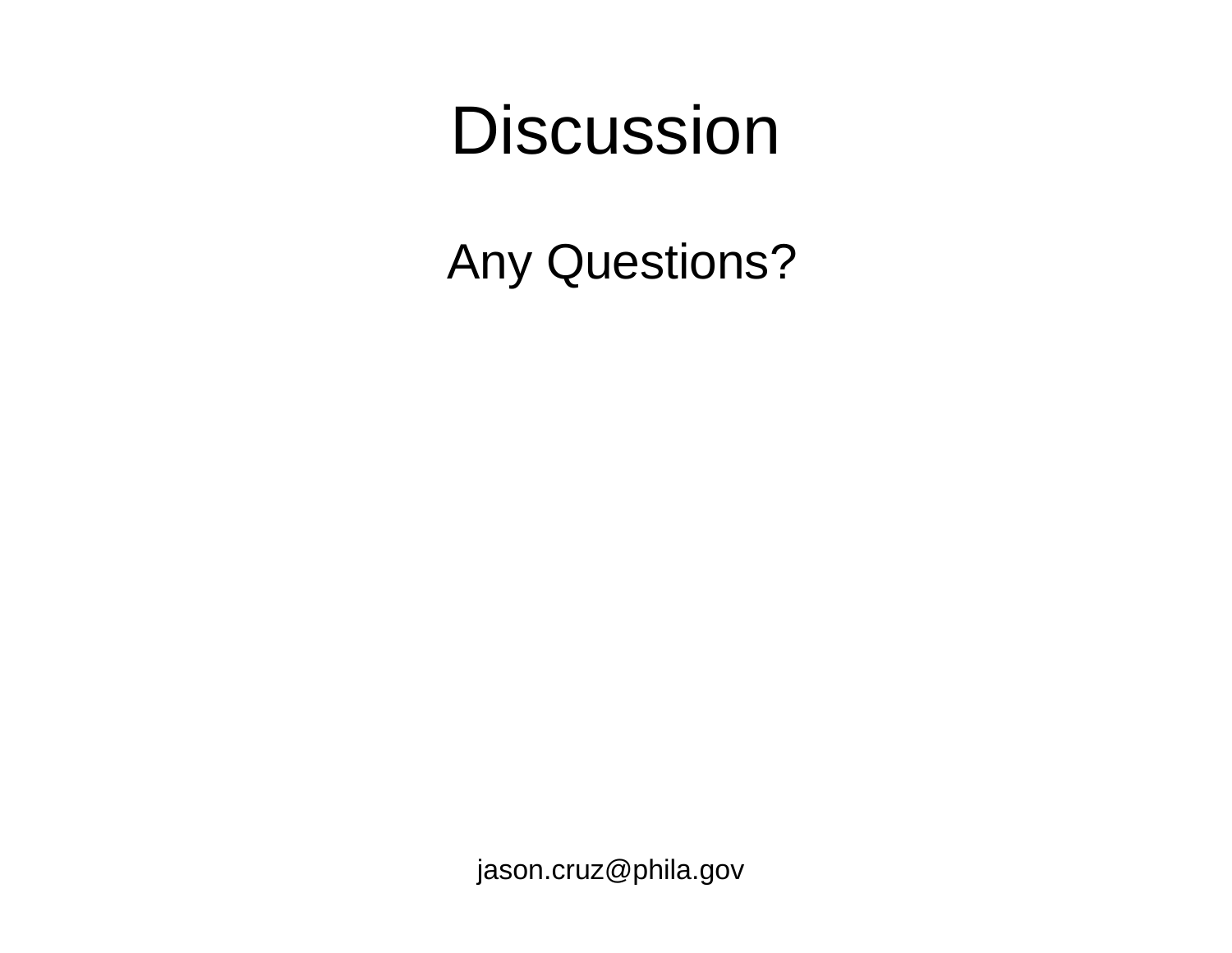# Discussion

Any Questions?

jason.cruz@phila.gov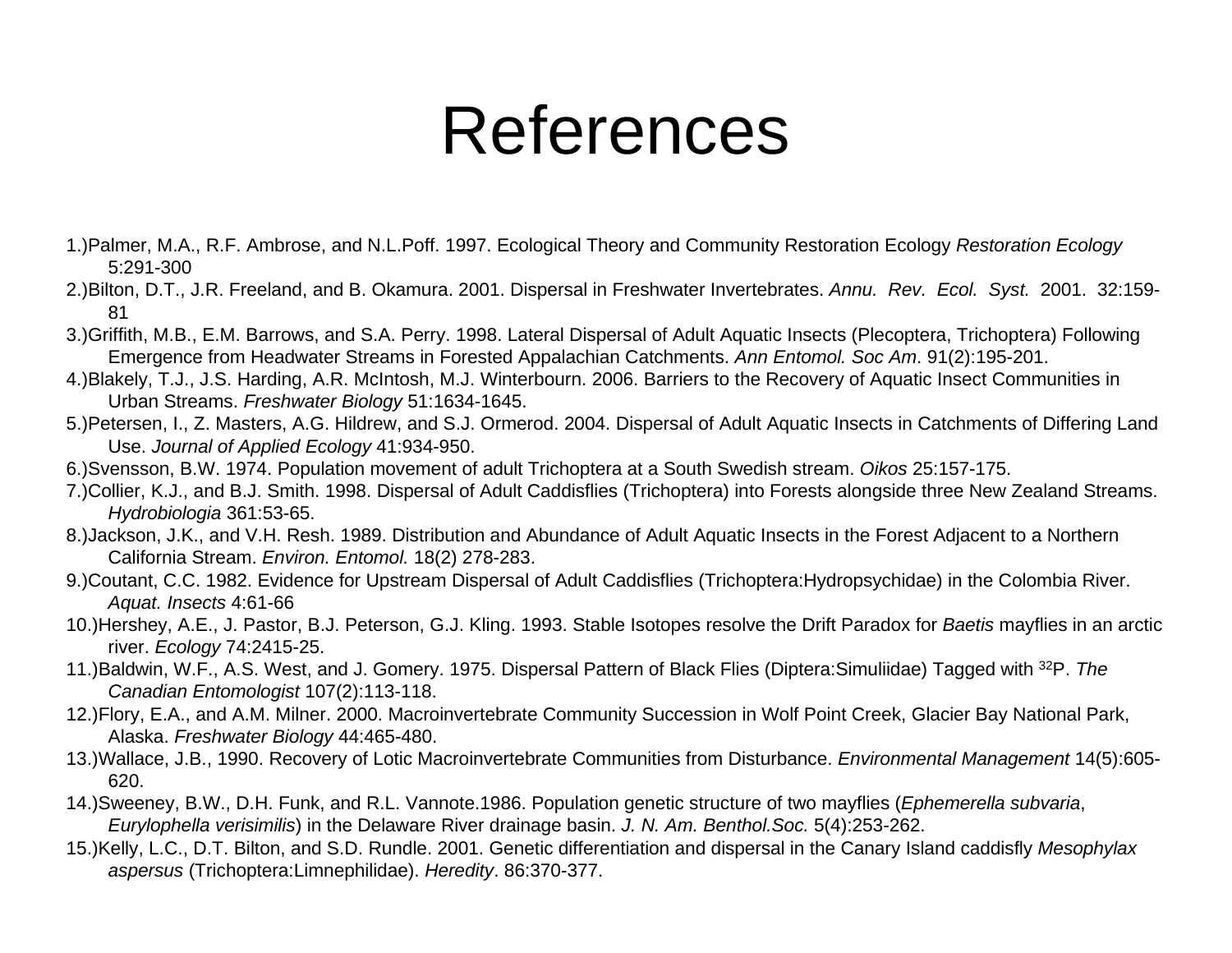# References

1.)Palmer, M.A., R.F. Ambrose, and N.L.Poff. 1997. Ecological Theory and Community Restoration Ecology *Restoration Ecology* 5:291-300

2.)Bilton, D.T., J.R. Freeland, and B. Okamura. 2001. Dispersal in Freshwater Invertebrates. *Annu. Rev. Ecol. Syst.* 2001. 32:159-81

3.)Griffith, M.B., E.M. Barrows, and S.A. Perry. 1998. Lateral Dispersal of Adult Aquatic Insects (Plecoptera, Trichoptera) Following Emergence from Headwater Streams in Forested Appalachian Catchments. *Ann Entomol. Soc Am*. 91(2):195-201.

4.)Blakely, T.J., J.S. Harding, A.R. McIntosh, M.J. Winterbourn. 2006. Barriers to the Recovery of Aquatic Insect Communities in Urban Streams. *Freshwater Biology* 51:1634-1645.

5.)Petersen, I., Z. Masters, A.G. Hildrew, and S.J. Ormerod. 2004. Dispersal of Adult Aquatic Insects in Catchments of Differing Land Use. *Journal of Applied Ecology* 41:934-950.

6.)Svensson, B.W. 1974. Population movement of adult Trichoptera at a South Swedish stream. *Oikos* 25:157-175.

7.)Collier, K.J., and B.J. Smith. 1998. Dispersal of Adult Caddisflies (Trichoptera) into Forests alongside three New Zealand Streams. *Hydrobiologia* 361:53-65.

8.)Jackson, J.K., and V.H. Resh. 1989. Distribution and Abundance of Adult Aquatic Insects in the Forest Adjacent to a Northern California Stream. *Environ. Entomol.* 18(2) 278-283.

9.)Coutant, C.C. 1982. Evidence for Upstream Dispersal of Adult Caddisflies (Trichoptera:Hydropsychidae) in the Colombia River. *Aquat. Insects* 4:61-66

10.)Hershey, A.E., J. Pastor, B.J. Peterson, G.J. Kling. 1993. Stable Isotopes resolve the Drift Paradox for *Baetis* mayflies in an arctic river. *Ecology* 74:2415-25.

11.)Baldwin, W.F., A.S. West, and J. Gomery. 1975. Dispersal Pattern of Black Flies (Diptera:Simuliidae) Tagged with $^{32}$P. *The Canadian Entomologist* 107(2):113-118.

12.)Flory, E.A., and A.M. Milner. 2000. Macroinvertebrate Community Succession in Wolf Point Creek, Glacier Bay National Park, Alaska. *Freshwater Biology* 44:465-480.

13.)Wallace, J.B., 1990. Recovery of Lotic Macroinvertebrate Communities from Disturbance. *Environmental Management* 14(5):605-620.

14.)Sweeney, B.W., D.H. Funk, and R.L. Vannote.1986. Population genetic structure of two mayflies (*Ephemerella subvaria*, *Eurylophella verisimilis*) in the Delaware River drainage basin. *J. N. Am. Benthol.Soc.* 5(4):253-262.

15.)Kelly, L.C., D.T. Bilton, and S.D. Rundle. 2001. Genetic differentiation and dispersal in the Canary Island caddisfly *Mesophylax aspersus* (Trichoptera:Limnephilidae). *Heredity*. 86:370-377.